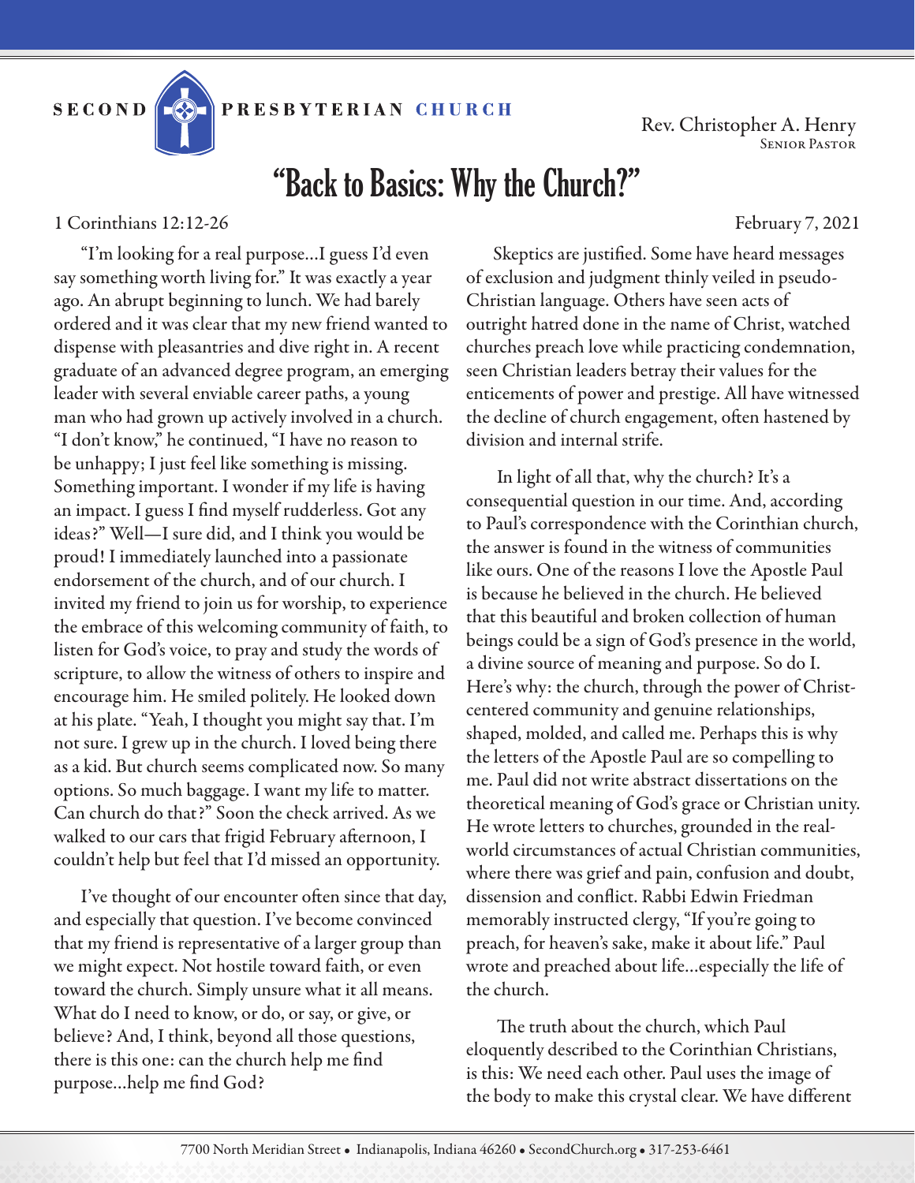SECOND PRESBYTERIAN CHURCH

Rev. Christopher A. Henry
Senior Pastor

# "Back to Basics: Why the Church?"

1 Corinthians 12:12-26

February 7, 2021

"I'm looking for a real purpose…I guess I'd even say something worth living for." It was exactly a year ago. An abrupt beginning to lunch. We had barely ordered and it was clear that my new friend wanted to dispense with pleasantries and dive right in. A recent graduate of an advanced degree program, an emerging leader with several enviable career paths, a young man who had grown up actively involved in a church. "I don't know," he continued, "I have no reason to be unhappy; I just feel like something is missing. Something important. I wonder if my life is having an impact. I guess I find myself rudderless. Got any ideas?" Well—I sure did, and I think you would be proud! I immediately launched into a passionate endorsement of the church, and of our church. I invited my friend to join us for worship, to experience the embrace of this welcoming community of faith, to listen for God's voice, to pray and study the words of scripture, to allow the witness of others to inspire and encourage him. He smiled politely. He looked down at his plate. "Yeah, I thought you might say that. I'm not sure. I grew up in the church. I loved being there as a kid. But church seems complicated now. So many options. So much baggage. I want my life to matter. Can church do that?" Soon the check arrived. As we walked to our cars that frigid February afternoon, I couldn't help but feel that I'd missed an opportunity.

I've thought of our encounter often since that day, and especially that question. I've become convinced that my friend is representative of a larger group than we might expect. Not hostile toward faith, or even toward the church. Simply unsure what it all means. What do I need to know, or do, or say, or give, or believe? And, I think, beyond all those questions, there is this one: can the church help me find purpose…help me find God?

Skeptics are justified. Some have heard messages of exclusion and judgment thinly veiled in pseudo-Christian language. Others have seen acts of outright hatred done in the name of Christ, watched churches preach love while practicing condemnation, seen Christian leaders betray their values for the enticements of power and prestige. All have witnessed the decline of church engagement, often hastened by division and internal strife.

In light of all that, why the church? It's a consequential question in our time. And, according to Paul's correspondence with the Corinthian church, the answer is found in the witness of communities like ours. One of the reasons I love the Apostle Paul is because he believed in the church. He believed that this beautiful and broken collection of human beings could be a sign of God's presence in the world, a divine source of meaning and purpose. So do I. Here's why: the church, through the power of Christ-centered community and genuine relationships, shaped, molded, and called me. Perhaps this is why the letters of the Apostle Paul are so compelling to me. Paul did not write abstract dissertations on the theoretical meaning of God's grace or Christian unity. He wrote letters to churches, grounded in the real-world circumstances of actual Christian communities, where there was grief and pain, confusion and doubt, dissension and conflict. Rabbi Edwin Friedman memorably instructed clergy, "If you're going to preach, for heaven's sake, make it about life." Paul wrote and preached about life…especially the life of the church.

The truth about the church, which Paul eloquently described to the Corinthian Christians, is this: We need each other. Paul uses the image of the body to make this crystal clear. We have different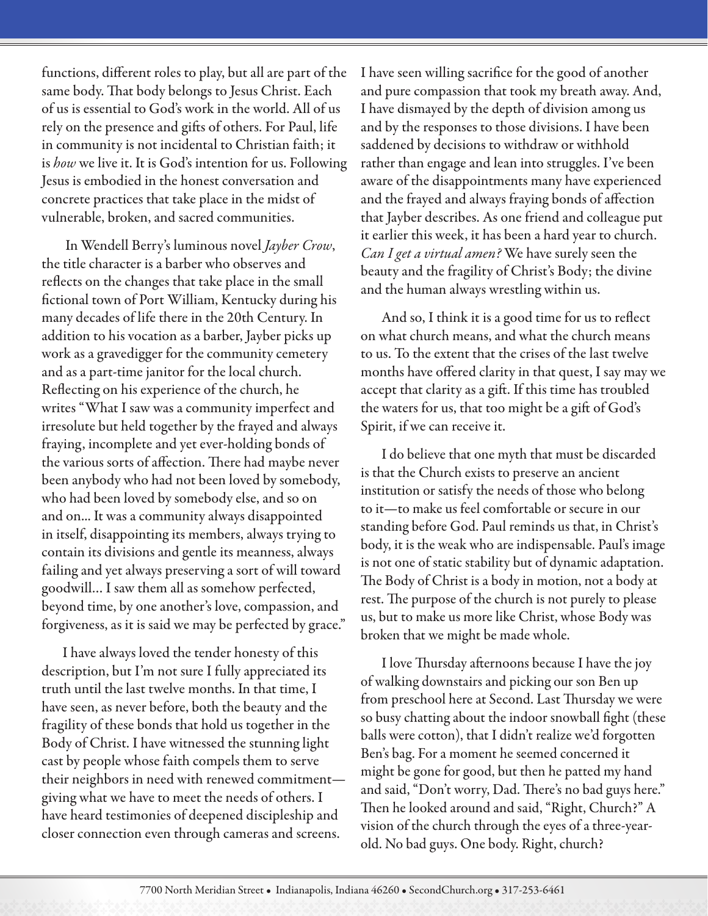functions, different roles to play, but all are part of the same body. That body belongs to Jesus Christ. Each of us is essential to God's work in the world. All of us rely on the presence and gifts of others. For Paul, life in community is not incidental to Christian faith; it is *how* we live it. It is God's intention for us. Following Jesus is embodied in the honest conversation and concrete practices that take place in the midst of vulnerable, broken, and sacred communities.

In Wendell Berry's luminous novel *Jayber Crow*, the title character is a barber who observes and reflects on the changes that take place in the small fictional town of Port William, Kentucky during his many decades of life there in the 20th Century. In addition to his vocation as a barber, Jayber picks up work as a gravedigger for the community cemetery and as a part-time janitor for the local church. Reflecting on his experience of the church, he writes "What I saw was a community imperfect and irresolute but held together by the frayed and always fraying, incomplete and yet ever-holding bonds of the various sorts of affection. There had maybe never been anybody who had not been loved by somebody, who had been loved by somebody else, and so on and on... It was a community always disappointed in itself, disappointing its members, always trying to contain its divisions and gentle its meanness, always failing and yet always preserving a sort of will toward goodwill... I saw them all as somehow perfected, beyond time, by one another's love, compassion, and forgiveness, as it is said we may be perfected by grace."

I have always loved the tender honesty of this description, but I'm not sure I fully appreciated its truth until the last twelve months. In that time, I have seen, as never before, both the beauty and the fragility of these bonds that hold us together in the Body of Christ. I have witnessed the stunning light cast by people whose faith compels them to serve their neighbors in need with renewed commitment—giving what we have to meet the needs of others. I have heard testimonies of deepened discipleship and closer connection even through cameras and screens. I have seen willing sacrifice for the good of another and pure compassion that took my breath away. And, I have dismayed by the depth of division among us and by the responses to those divisions. I have been saddened by decisions to withdraw or withhold rather than engage and lean into struggles. I've been aware of the disappointments many have experienced and the frayed and always fraying bonds of affection that Jayber describes. As one friend and colleague put it earlier this week, it has been a hard year to church. *Can I get a virtual amen?* We have surely seen the beauty and the fragility of Christ's Body; the divine and the human always wrestling within us.

And so, I think it is a good time for us to reflect on what church means, and what the church means to us. To the extent that the crises of the last twelve months have offered clarity in that quest, I say may we accept that clarity as a gift. If this time has troubled the waters for us, that too might be a gift of God's Spirit, if we can receive it.

I do believe that one myth that must be discarded is that the Church exists to preserve an ancient institution or satisfy the needs of those who belong to it—to make us feel comfortable or secure in our standing before God. Paul reminds us that, in Christ's body, it is the weak who are indispensable. Paul's image is not one of static stability but of dynamic adaptation. The Body of Christ is a body in motion, not a body at rest. The purpose of the church is not purely to please us, but to make us more like Christ, whose Body was broken that we might be made whole.

I love Thursday afternoons because I have the joy of walking downstairs and picking our son Ben up from preschool here at Second. Last Thursday we were so busy chatting about the indoor snowball fight (these balls were cotton), that I didn't realize we'd forgotten Ben's bag. For a moment he seemed concerned it might be gone for good, but then he patted my hand and said, "Don't worry, Dad. There's no bad guys here." Then he looked around and said, "Right, Church?" A vision of the church through the eyes of a three-year-old. No bad guys. One body. Right, church?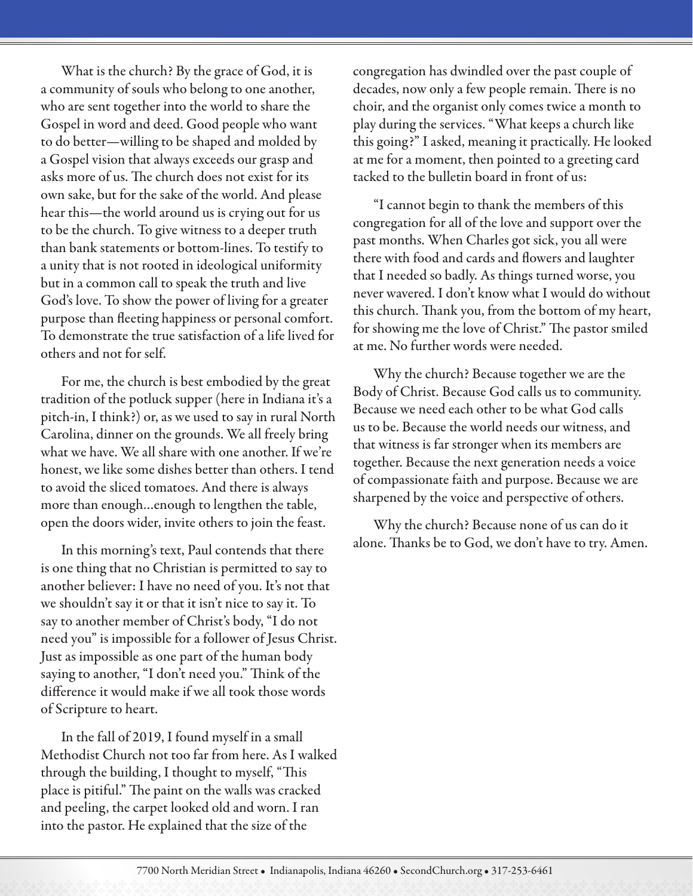What is the church? By the grace of God, it is a community of souls who belong to one another, who are sent together into the world to share the Gospel in word and deed. Good people who want to do better—willing to be shaped and molded by a Gospel vision that always exceeds our grasp and asks more of us. The church does not exist for its own sake, but for the sake of the world. And please hear this—the world around us is crying out for us to be the church. To give witness to a deeper truth than bank statements or bottom-lines. To testify to a unity that is not rooted in ideological uniformity but in a common call to speak the truth and live God's love. To show the power of living for a greater purpose than fleeting happiness or personal comfort. To demonstrate the true satisfaction of a life lived for others and not for self.

For me, the church is best embodied by the great tradition of the potluck supper (here in Indiana it's a pitch-in, I think?) or, as we used to say in rural North Carolina, dinner on the grounds. We all freely bring what we have. We all share with one another. If we're honest, we like some dishes better than others. I tend to avoid the sliced tomatoes. And there is always more than enough…enough to lengthen the table, open the doors wider, invite others to join the feast.

In this morning's text, Paul contends that there is one thing that no Christian is permitted to say to another believer: I have no need of you. It's not that we shouldn't say it or that it isn't nice to say it. To say to another member of Christ's body, "I do not need you" is impossible for a follower of Jesus Christ. Just as impossible as one part of the human body saying to another, "I don't need you." Think of the difference it would make if we all took those words of Scripture to heart.

In the fall of 2019, I found myself in a small Methodist Church not too far from here. As I walked through the building, I thought to myself, "This place is pitiful." The paint on the walls was cracked and peeling, the carpet looked old and worn. I ran into the pastor. He explained that the size of the congregation has dwindled over the past couple of decades, now only a few people remain. There is no choir, and the organist only comes twice a month to play during the services. "What keeps a church like this going?" I asked, meaning it practically. He looked at me for a moment, then pointed to a greeting card tacked to the bulletin board in front of us:

"I cannot begin to thank the members of this congregation for all of the love and support over the past months. When Charles got sick, you all were there with food and cards and flowers and laughter that I needed so badly. As things turned worse, you never wavered. I don't know what I would do without this church. Thank you, from the bottom of my heart, for showing me the love of Christ." The pastor smiled at me. No further words were needed.

Why the church? Because together we are the Body of Christ. Because God calls us to community. Because we need each other to be what God calls us to be. Because the world needs our witness, and that witness is far stronger when its members are together. Because the next generation needs a voice of compassionate faith and purpose. Because we are sharpened by the voice and perspective of others.

Why the church? Because none of us can do it alone. Thanks be to God, we don't have to try. Amen.